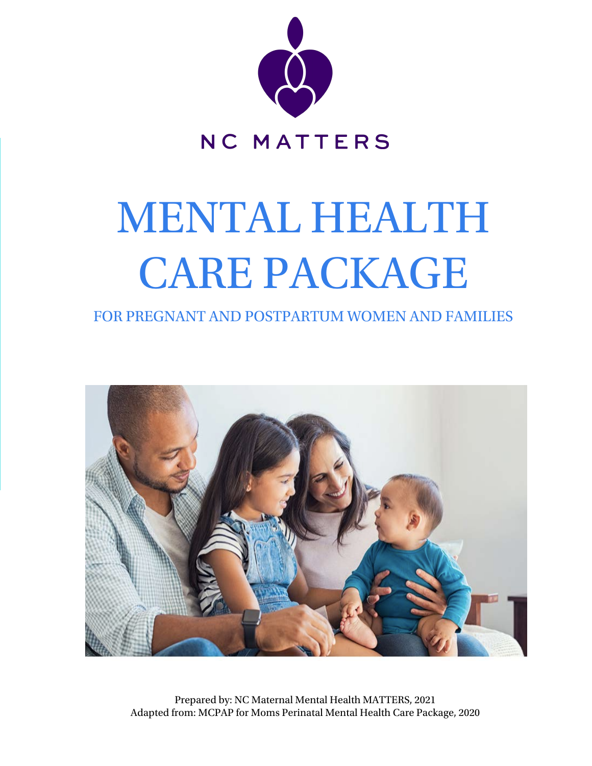NC MATTERS

# MENTAL HEALTH CARE PACKAGE

## FOR PREGNANT AND POSTPARTUM WOMEN AND FAMILIES

Prepared by: NC Maternal Mental Health MATTERS, 2021
Adapted from: MCPAP for Moms Perinatal Mental Health Care Package, 2020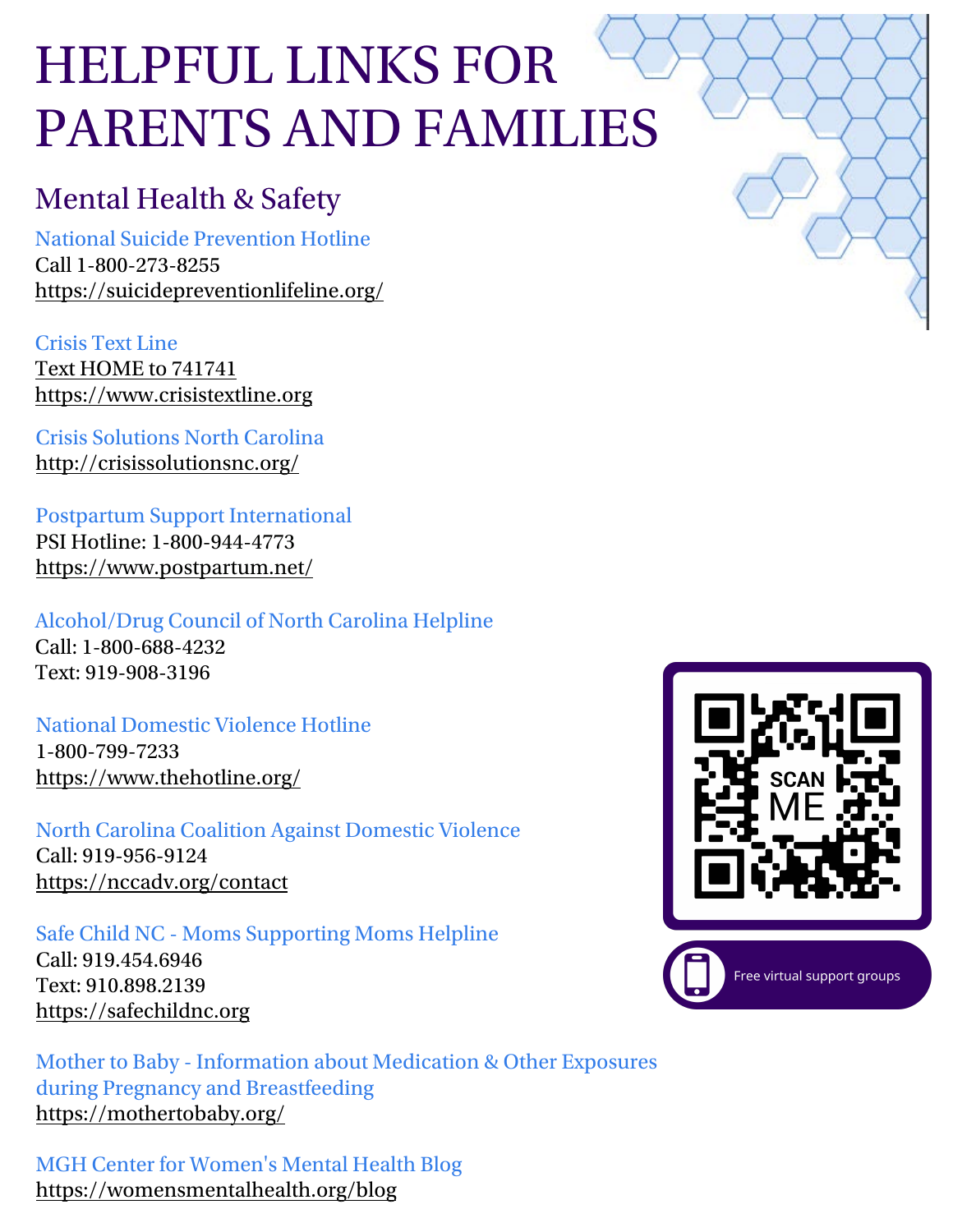# HELPFUL LINKS FOR PARENTS AND FAMILIES

## Mental Health & Safety

National Suicide Prevention Hotline
Call 1-800-273-8255
https://suicidepreventionlifeline.org/

Crisis Text Line
Text HOME to 741741
https://www.crisistextline.org

Crisis Solutions North Carolina
http://crisissolutionsnc.org/

Postpartum Support International
PSI Hotline: 1-800-944-4773
https://www.postpartum.net/

Alcohol/Drug Council of North Carolina Helpline
Call: 1-800-688-4232
Text: 919-908-3196

National Domestic Violence Hotline
1-800-799-7233
https://www.thehotline.org/

North Carolina Coalition Against Domestic Violence
Call: 919-956-9124
https://nccadv.org/contact

Safe Child NC - Moms Supporting Moms Helpline
Call: 919.454.6946
Text: 910.898.2139
https://safechildnc.org

Mother to Baby - Information about Medication & Other Exposures during Pregnancy and Breastfeeding
https://mothertobaby.org/

MGH Center for Women's Mental Health Blog
https://womensmentalhealth.org/blog

SCAN ME

Free virtual support groups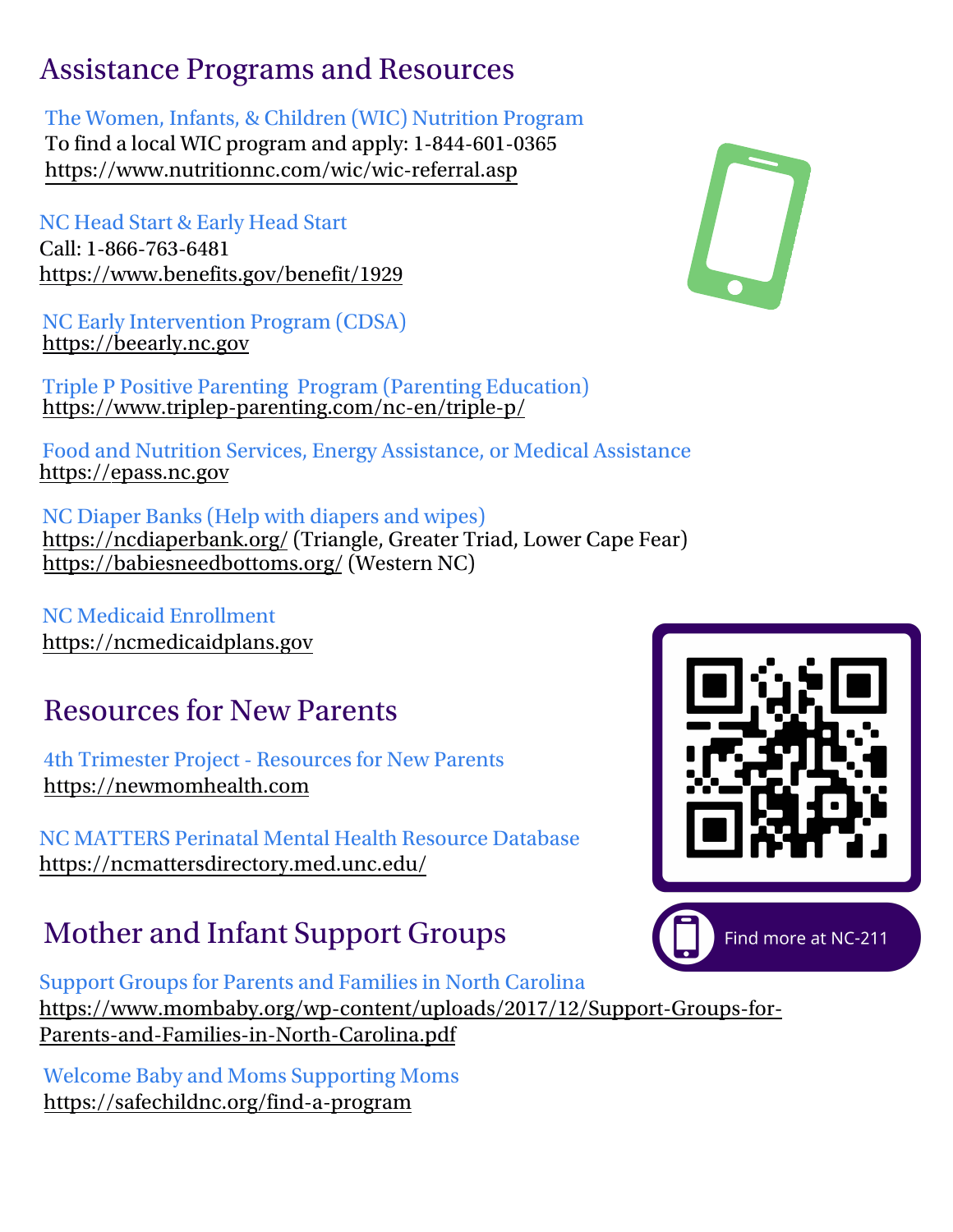# Assistance Programs and Resources

The Women, Infants, & Children (WIC) Nutrition Program
To find a local WIC program and apply: 1-844-601-0365
https://www.nutritionnc.com/wic/wic-referral.asp

NC Head Start & Early Head Start
Call: 1-866-763-6481
https://www.benefits.gov/benefit/1929

NC Early Intervention Program (CDSA)
https://beearly.nc.gov

Triple P Positive Parenting Program (Parenting Education)
https://www.triplep-parenting.com/nc-en/triple-p/

Food and Nutrition Services, Energy Assistance, or Medical Assistance
https://epass.nc.gov

NC Diaper Banks (Help with diapers and wipes)
https://ncdiaperbank.org/ (Triangle, Greater Triad, Lower Cape Fear)
https://babiesneedbottoms.org/ (Western NC)

NC Medicaid Enrollment
https://ncmedicaidplans.gov

# Resources for New Parents

4th Trimester Project - Resources for New Parents
https://newmomhealth.com

NC MATTERS Perinatal Mental Health Resource Database
https://ncmattersdirectory.med.unc.edu/

Find more at NC-211

# Mother and Infant Support Groups

Support Groups for Parents and Families in North Carolina
https://www.mombaby.org/wp-content/uploads/2017/12/Support-Groups-for-Parents-and-Families-in-North-Carolina.pdf

Welcome Baby and Moms Supporting Moms
https://safechildnc.org/find-a-program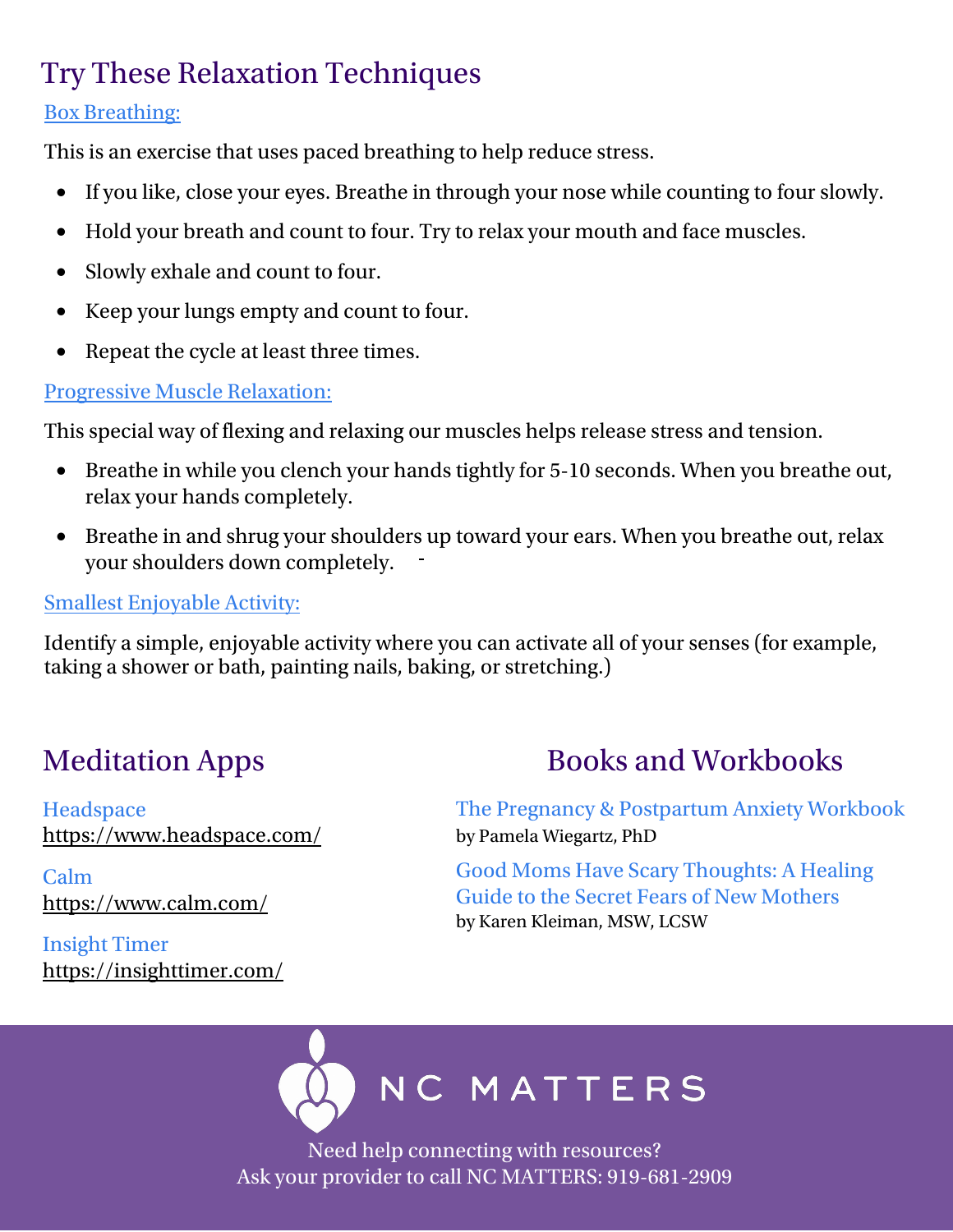## Try These Relaxation Techniques

### Box Breathing:

This is an exercise that uses paced breathing to help reduce stress.

- If you like, close your eyes. Breathe in through your nose while counting to four slowly.
- Hold your breath and count to four. Try to relax your mouth and face muscles.
- Slowly exhale and count to four.
- Keep your lungs empty and count to four.
- Repeat the cycle at least three times.

### Progressive Muscle Relaxation:

This special way of flexing and relaxing our muscles helps release stress and tension.

- Breathe in while you clench your hands tightly for 5-10 seconds. When you breathe out, relax your hands completely.
- Breathe in and shrug your shoulders up toward your ears. When you breathe out, relax your shoulders down completely.

### Smallest Enjoyable Activity:

Identify a simple, enjoyable activity where you can activate all of your senses (for example, taking a shower or bath, painting nails, baking, or stretching.)

## Meditation Apps

Headspace
https://www.headspace.com/

Calm
https://www.calm.com/

Insight Timer
https://insighttimer.com/

## Books and Workbooks

The Pregnancy & Postpartum Anxiety Workbook
by Pamela Wiegartz, PhD

Good Moms Have Scary Thoughts: A Healing Guide to the Secret Fears of New Mothers
by Karen Kleiman, MSW, LCSW

NC MATTERS

Need help connecting with resources?
Ask your provider to call NC MATTERS: 919-681-2909